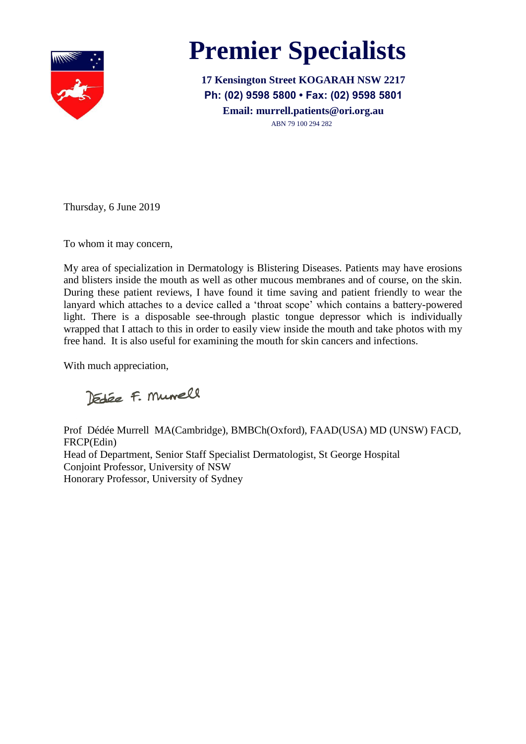# Premier Specialists

**17 Kensington Street KOGARAH NSW 2217**
**Ph: (02) 9598 5800 • Fax: (02) 9598 5801**
**Email: murrell.patients@ori.org.au**
ABN 79 100 294 282

Thursday, 6 June 2019

To whom it may concern,

My area of specialization in Dermatology is Blistering Diseases. Patients may have erosions and blisters inside the mouth as well as other mucous membranes and of course, on the skin. During these patient reviews, I have found it time saving and patient friendly to wear the lanyard which attaches to a device called a 'throat scope' which contains a battery-powered light. There is a disposable see-through plastic tongue depressor which is individually wrapped that I attach to this in order to easily view inside the mouth and take photos with my free hand. It is also useful for examining the mouth for skin cancers and infections.

With much appreciation,

Dédée F. Murrell

Prof Dédée Murrell MA(Cambridge), BMBCh(Oxford), FAAD(USA) MD (UNSW) FACD, FRCP(Edin)
Head of Department, Senior Staff Specialist Dermatologist, St George Hospital
Conjoint Professor, University of NSW
Honorary Professor, University of Sydney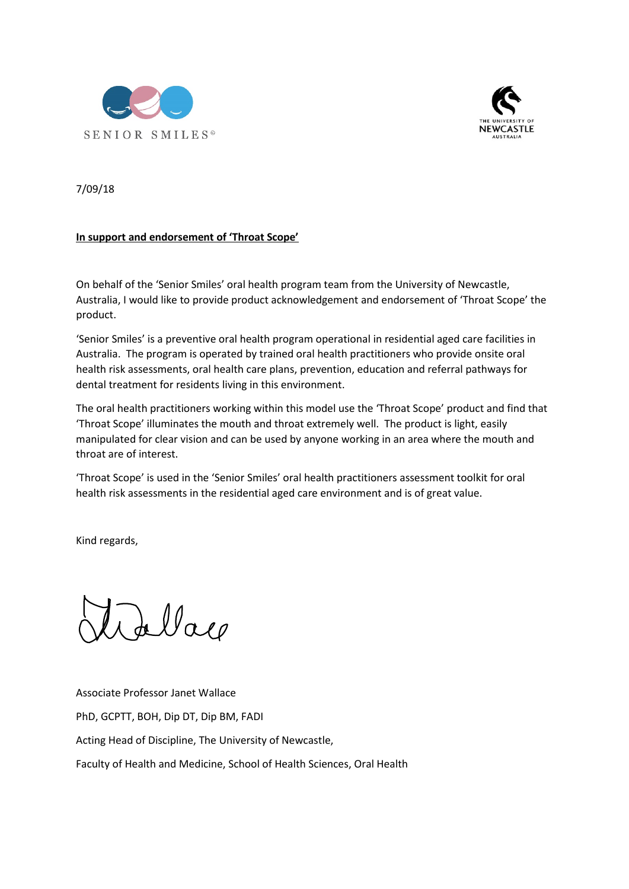SENIOR SMILES©

THE UNIVERSITY OF NEWCASTLE AUSTRALIA

7/09/18

**In support and endorsement of 'Throat Scope'**

On behalf of the 'Senior Smiles' oral health program team from the University of Newcastle, Australia, I would like to provide product acknowledgement and endorsement of 'Throat Scope' the product.

'Senior Smiles' is a preventive oral health program operational in residential aged care facilities in Australia. The program is operated by trained oral health practitioners who provide onsite oral health risk assessments, oral health care plans, prevention, education and referral pathways for dental treatment for residents living in this environment.

The oral health practitioners working within this model use the 'Throat Scope' product and find that 'Throat Scope' illuminates the mouth and throat extremely well. The product is light, easily manipulated for clear vision and can be used by anyone working in an area where the mouth and throat are of interest.

'Throat Scope' is used in the 'Senior Smiles' oral health practitioners assessment toolkit for oral health risk assessments in the residential aged care environment and is of great value.

Kind regards,

Associate Professor Janet Wallace

PhD, GCPTT, BOH, Dip DT, Dip BM, FADI

Acting Head of Discipline, The University of Newcastle,

Faculty of Health and Medicine, School of Health Sciences, Oral Health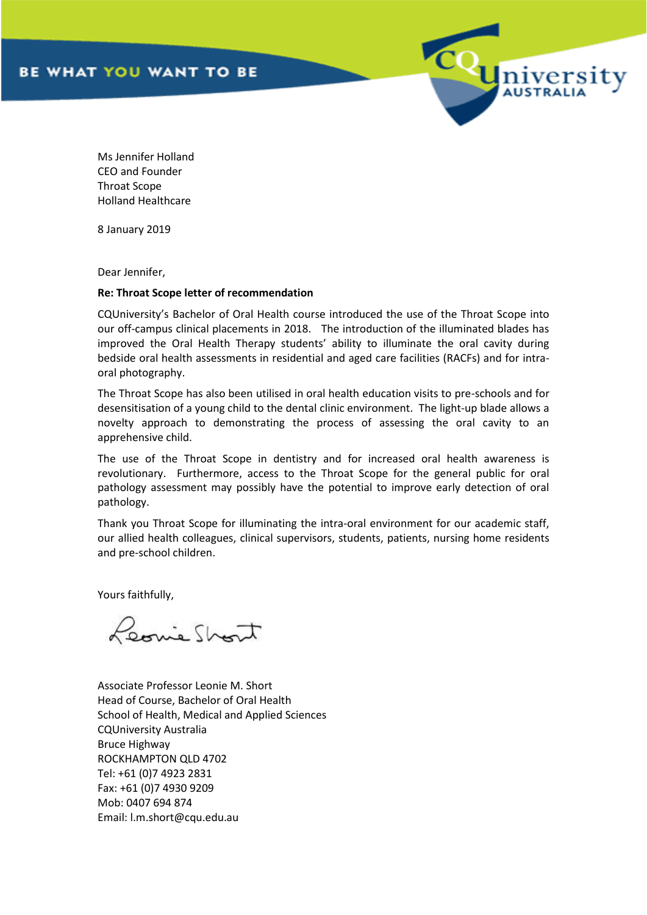Ms Jennifer Holland
CEO and Founder
Throat Scope
Holland Healthcare

8 January 2019

Dear Jennifer,

**Re: Throat Scope letter of recommendation**

CQUniversity's Bachelor of Oral Health course introduced the use of the Throat Scope into our off-campus clinical placements in 2018. The introduction of the illuminated blades has improved the Oral Health Therapy students' ability to illuminate the oral cavity during bedside oral health assessments in residential and aged care facilities (RACFs) and for intra-oral photography.

The Throat Scope has also been utilised in oral health education visits to pre-schools and for desensitisation of a young child to the dental clinic environment. The light-up blade allows a novelty approach to demonstrating the process of assessing the oral cavity to an apprehensive child.

The use of the Throat Scope in dentistry and for increased oral health awareness is revolutionary. Furthermore, access to the Throat Scope for the general public for oral pathology assessment may possibly have the potential to improve early detection of oral pathology.

Thank you Throat Scope for illuminating the intra-oral environment for our academic staff, our allied health colleagues, clinical supervisors, students, patients, nursing home residents and pre-school children.

Yours faithfully,

Leonie Short

Associate Professor Leonie M. Short
Head of Course, Bachelor of Oral Health
School of Health, Medical and Applied Sciences
CQUniversity Australia
Bruce Highway
ROCKHAMPTON QLD 4702
Tel: +61 (0)7 4923 2831
Fax: +61 (0)7 4930 9209
Mob: 0407 694 874
Email: l.m.short@cqu.edu.au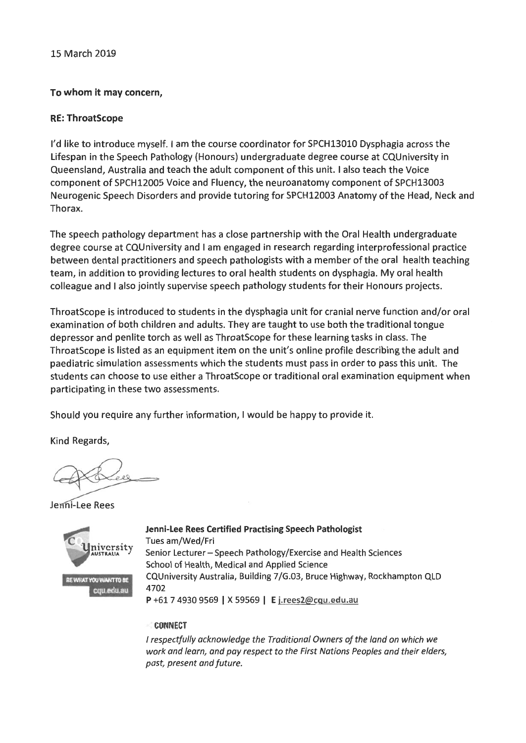15 March 2019

**To whom it may concern,**

**RE: ThroatScope**

I'd like to introduce myself. I am the course coordinator for SPCH13010 Dysphagia across the Lifespan in the Speech Pathology (Honours) undergraduate degree course at CQUniversity in Queensland, Australia and teach the adult component of this unit. I also teach the Voice component of SPCH12005 Voice and Fluency, the neuroanatomy component of SPCH13003 Neurogenic Speech Disorders and provide tutoring for SPCH12003 Anatomy of the Head, Neck and Thorax.

The speech pathology department has a close partnership with the Oral Health undergraduate degree course at CQUniversity and I am engaged in research regarding interprofessional practice between dental practitioners and speech pathologists with a member of the oral health teaching team, in addition to providing lectures to oral health students on dysphagia. My oral health colleague and I also jointly supervise speech pathology students for their Honours projects.

ThroatScope is introduced to students in the dysphagia unit for cranial nerve function and/or oral examination of both children and adults. They are taught to use both the traditional tongue depressor and penlite torch as well as ThroatScope for these learning tasks in class. The ThroatScope is listed as an equipment item on the unit's online profile describing the adult and paediatric simulation assessments which the students must pass in order to pass this unit. The students can choose to use either a ThroatScope or traditional oral examination equipment when participating in these two assessments.

Should you require any further information, I would be happy to provide it.

Kind Regards,

Jenni-Lee Rees

CQ University AUSTRALIA

BE WHAT YOU WANT TO BE
cqu.edu.au

**Jenni-Lee Rees Certified Practising Speech Pathologist**
Tues am/Wed/Fri
Senior Lecturer – Speech Pathology/Exercise and Health Sciences
School of Health, Medical and Applied Science
CQUniversity Australia, Building 7/G.03, Bruce Highway, Rockhampton QLD 4702
**P** +61 7 4930 9569 | X 59569 | **E** j.rees2@cqu.edu.au

**CONNECT**

*I respectfully acknowledge the Traditional Owners of the land on which we work and learn, and pay respect to the First Nations Peoples and their elders, past, present and future.*